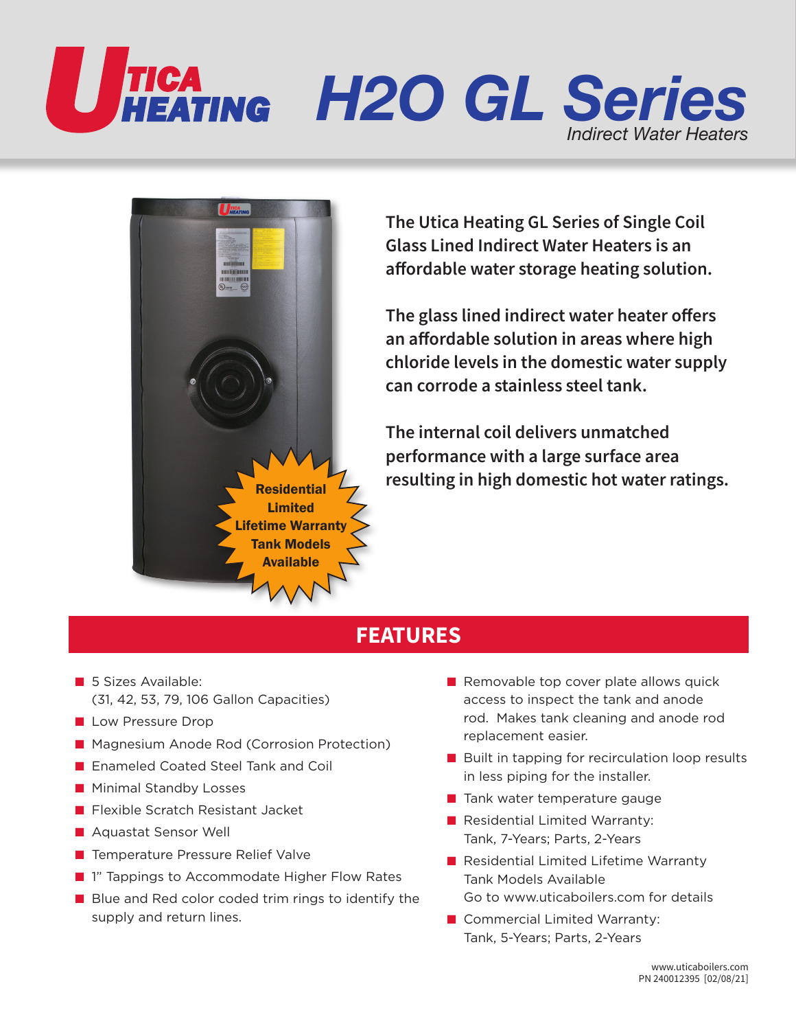# Utica Heating H2O GL Series

*Indirect Water Heaters*

**Residential Limited Lifetime Warranty Tank Models Available**

**The Utica Heating GL Series of Single Coil Glass Lined Indirect Water Heaters is an affordable water storage heating solution.**

**The glass lined indirect water heater offers an affordable solution in areas where high chloride levels in the domestic water supply can corrode a stainless steel tank.**

**The internal coil delivers unmatched performance with a large surface area resulting in high domestic hot water ratings.**

## FEATURES

- 5 Sizes Available: (31, 42, 53, 79, 106 Gallon Capacities)
- Low Pressure Drop
- Magnesium Anode Rod (Corrosion Protection)
- Enameled Coated Steel Tank and Coil
- Minimal Standby Losses
- Flexible Scratch Resistant Jacket
- Aquastat Sensor Well
- Temperature Pressure Relief Valve
- 1" Tappings to Accommodate Higher Flow Rates
- Blue and Red color coded trim rings to identify the supply and return lines.
- Removable top cover plate allows quick access to inspect the tank and anode rod. Makes tank cleaning and anode rod replacement easier.
- Built in tapping for recirculation loop results in less piping for the installer.
- Tank water temperature gauge
- Residential Limited Warranty: Tank, 7-Years; Parts, 2-Years
- Residential Limited Lifetime Warranty Tank Models Available Go to www.uticaboilers.com for details
- Commercial Limited Warranty: Tank, 5-Years; Parts, 2-Years

www.uticaboilers.com
PN 240012395 [02/08/21]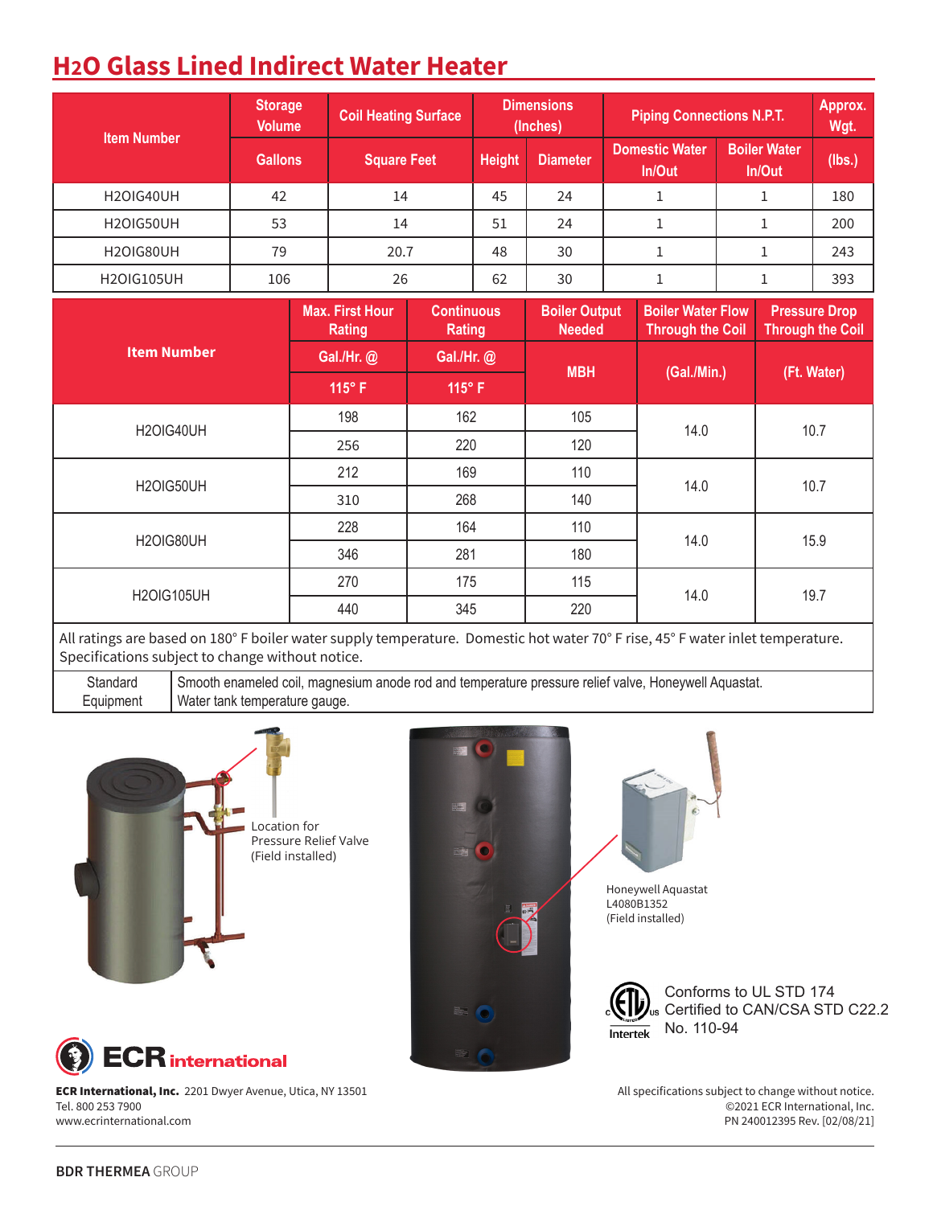# H2O Glass Lined Indirect Water Heater

| Item Number | Storage Volume | Coil Heating Surface | Dimensions (Inches) | | Piping Connections N.P.T. | | Approx. Wgt. |
|---|---|---|---|---|---|---|---|
| | Gallons | Square Feet | Height | Diameter | Domestic Water In/Out | Boiler Water In/Out | (lbs.) |
| H2OIG40UH | 42 | 14 | 45 | 24 | 1 | 1 | 180 |
| H2OIG50UH | 53 | 14 | 51 | 24 | 1 | 1 | 200 |
| H2OIG80UH | 79 | 20.7 | 48 | 30 | 1 | 1 | 243 |
| H2OIG105UH | 106 | 26 | 62 | 30 | 1 | 1 | 393 |

| Item Number | Max. First Hour Rating | Continuous Rating | Boiler Output Needed | Boiler Water Flow Through the Coil | Pressure Drop Through the Coil |
|---|---|---|---|---|---|
| | Gal./Hr. @ 115° F | Gal./Hr. @ 115° F | MBH | (Gal./Min.) | (Ft. Water) |
| H2OIG40UH | 198 | 162 | 105 | 14.0 | 10.7 |
| | 256 | 220 | 120 | | |
| H2OIG50UH | 212 | 169 | 110 | 14.0 | 10.7 |
| | 310 | 268 | 140 | | |
| H2OIG80UH | 228 | 164 | 110 | 14.0 | 15.9 |
| | 346 | 281 | 180 | | |
| H2OIG105UH | 270 | 175 | 115 | 14.0 | 19.7 |
| | 440 | 345 | 220 | | |

All ratings are based on 180° F boiler water supply temperature. Domestic hot water 70° F rise, 45° F water inlet temperature. Specifications subject to change without notice.

| | |
|---|---|
| Standard Equipment | Smooth enameled coil, magnesium anode rod and temperature pressure relief valve, Honeywell Aquastat. Water tank temperature gauge. |

Location for Pressure Relief Valve (Field installed)

Honeywell Aquastat L4080B1352 (Field installed)

Conforms to UL STD 174
Certified to CAN/CSA STD C22.2 No. 110-94

Intertek

ECR international

**ECR International, Inc.** 2201 Dwyer Avenue, Utica, NY 13501
Tel. 800 253 7900
www.ecrinternational.com

All specifications subject to change without notice.
©2021 ECR International, Inc.
PN 240012395 Rev. [02/08/21]

BDR THERMEA GROUP